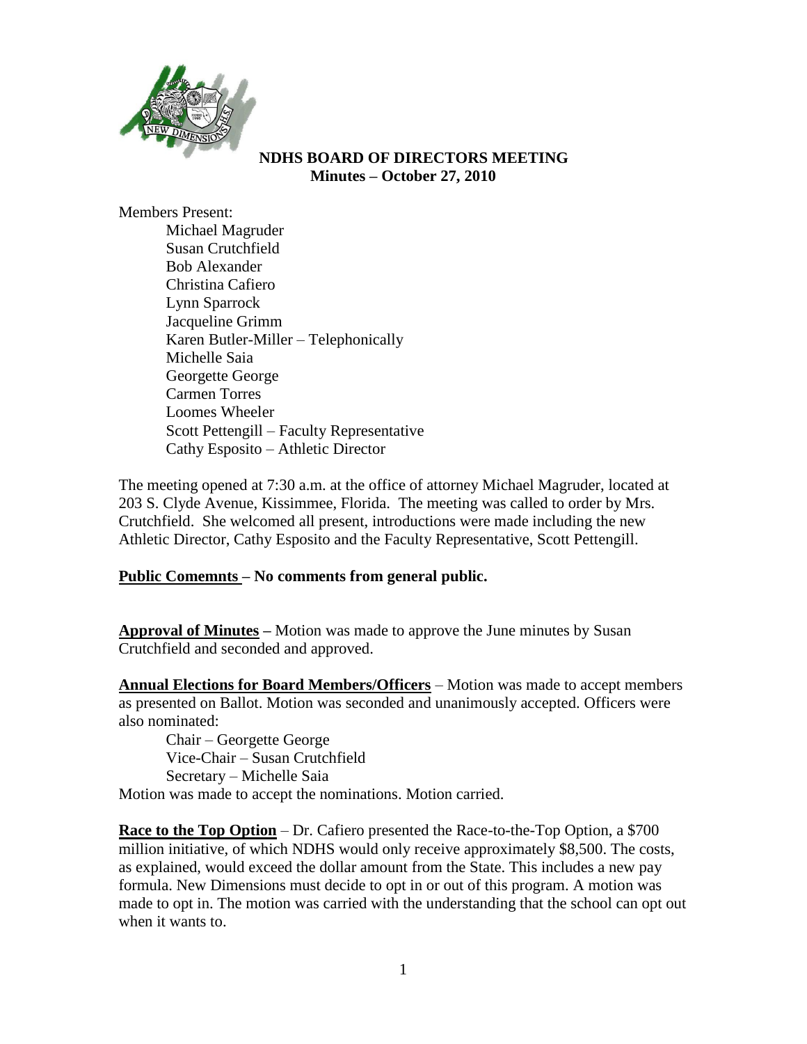# NDHS BOARD OF DIRECTORS MEETING
## Minutes – October 27, 2010

Members Present:

- Michael Magruder
- Susan Crutchfield
- Bob Alexander
- Christina Cafiero
- Lynn Sparrock
- Jacqueline Grimm
- Karen Butler-Miller – Telephonically
- Michelle Saia
- Georgette George
- Carmen Torres
- Loomes Wheeler
- Scott Pettengill – Faculty Representative
- Cathy Esposito – Athletic Director

The meeting opened at 7:30 a.m. at the office of attorney Michael Magruder, located at 203 S. Clyde Avenue, Kissimmee, Florida. The meeting was called to order by Mrs. Crutchfield. She welcomed all present, introductions were made including the new Athletic Director, Cathy Esposito and the Faculty Representative, Scott Pettengill.

**Public Comemnts – No comments from general public.**

**Approval of Minutes –** Motion was made to approve the June minutes by Susan Crutchfield and seconded and approved.

**Annual Elections for Board Members/Officers** – Motion was made to accept members as presented on Ballot. Motion was seconded and unanimously accepted. Officers were also nominated:

- Chair – Georgette George
- Vice-Chair – Susan Crutchfield
- Secretary – Michelle Saia

Motion was made to accept the nominations. Motion carried.

**Race to the Top Option** – Dr. Cafiero presented the Race-to-the-Top Option, a $700 million initiative, of which NDHS would only receive approximately $8,500. The costs, as explained, would exceed the dollar amount from the State. This includes a new pay formula. New Dimensions must decide to opt in or out of this program. A motion was made to opt in. The motion was carried with the understanding that the school can opt out when it wants to.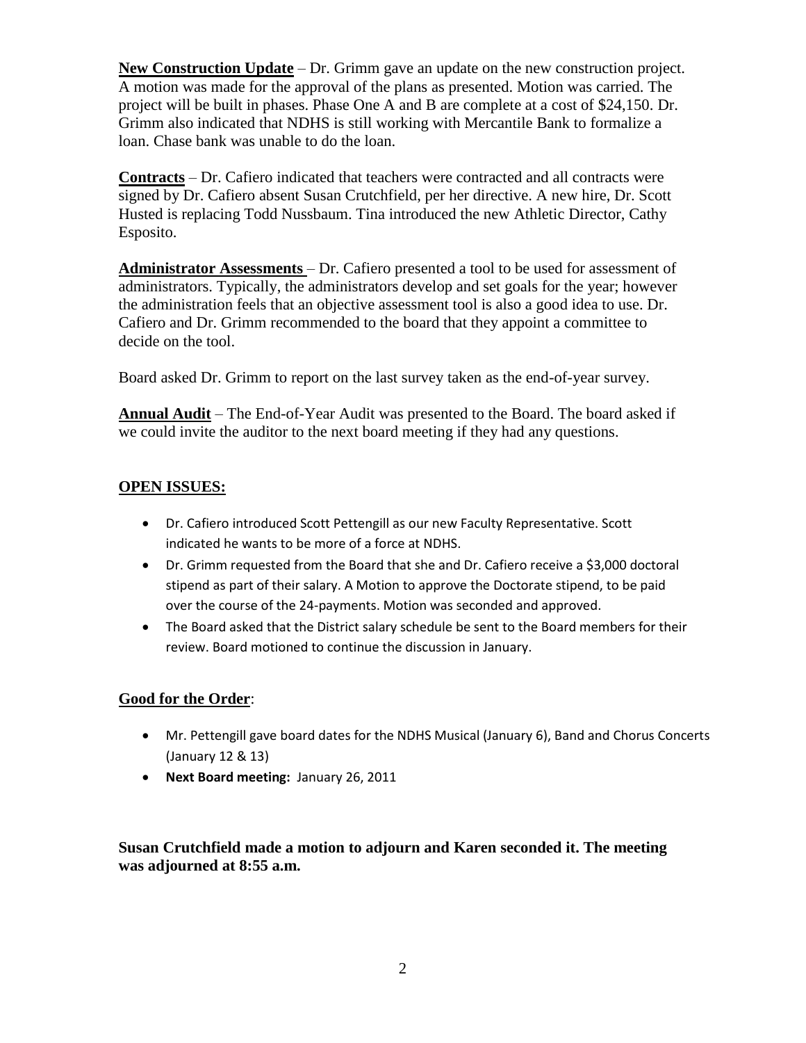**New Construction Update** – Dr. Grimm gave an update on the new construction project. A motion was made for the approval of the plans as presented. Motion was carried. The project will be built in phases. Phase One A and B are complete at a cost of $24,150. Dr. Grimm also indicated that NDHS is still working with Mercantile Bank to formalize a loan. Chase bank was unable to do the loan.

**Contracts** – Dr. Cafiero indicated that teachers were contracted and all contracts were signed by Dr. Cafiero absent Susan Crutchfield, per her directive. A new hire, Dr. Scott Husted is replacing Todd Nussbaum. Tina introduced the new Athletic Director, Cathy Esposito.

**Administrator Assessments** – Dr. Cafiero presented a tool to be used for assessment of administrators. Typically, the administrators develop and set goals for the year; however the administration feels that an objective assessment tool is also a good idea to use. Dr. Cafiero and Dr. Grimm recommended to the board that they appoint a committee to decide on the tool.

Board asked Dr. Grimm to report on the last survey taken as the end-of-year survey.

**Annual Audit** – The End-of-Year Audit was presented to the Board. The board asked if we could invite the auditor to the next board meeting if they had any questions.

## OPEN ISSUES:

- Dr. Cafiero introduced Scott Pettengill as our new Faculty Representative. Scott indicated he wants to be more of a force at NDHS.
- Dr. Grimm requested from the Board that she and Dr. Cafiero receive a $3,000 doctoral stipend as part of their salary. A Motion to approve the Doctorate stipend, to be paid over the course of the 24-payments. Motion was seconded and approved.
- The Board asked that the District salary schedule be sent to the Board members for their review. Board motioned to continue the discussion in January.

## Good for the Order:

- Mr. Pettengill gave board dates for the NDHS Musical (January 6), Band and Chorus Concerts (January 12 & 13)
- **Next Board meeting:** January 26, 2011

**Susan Crutchfield made a motion to adjourn and Karen seconded it. The meeting was adjourned at 8:55 a.m.**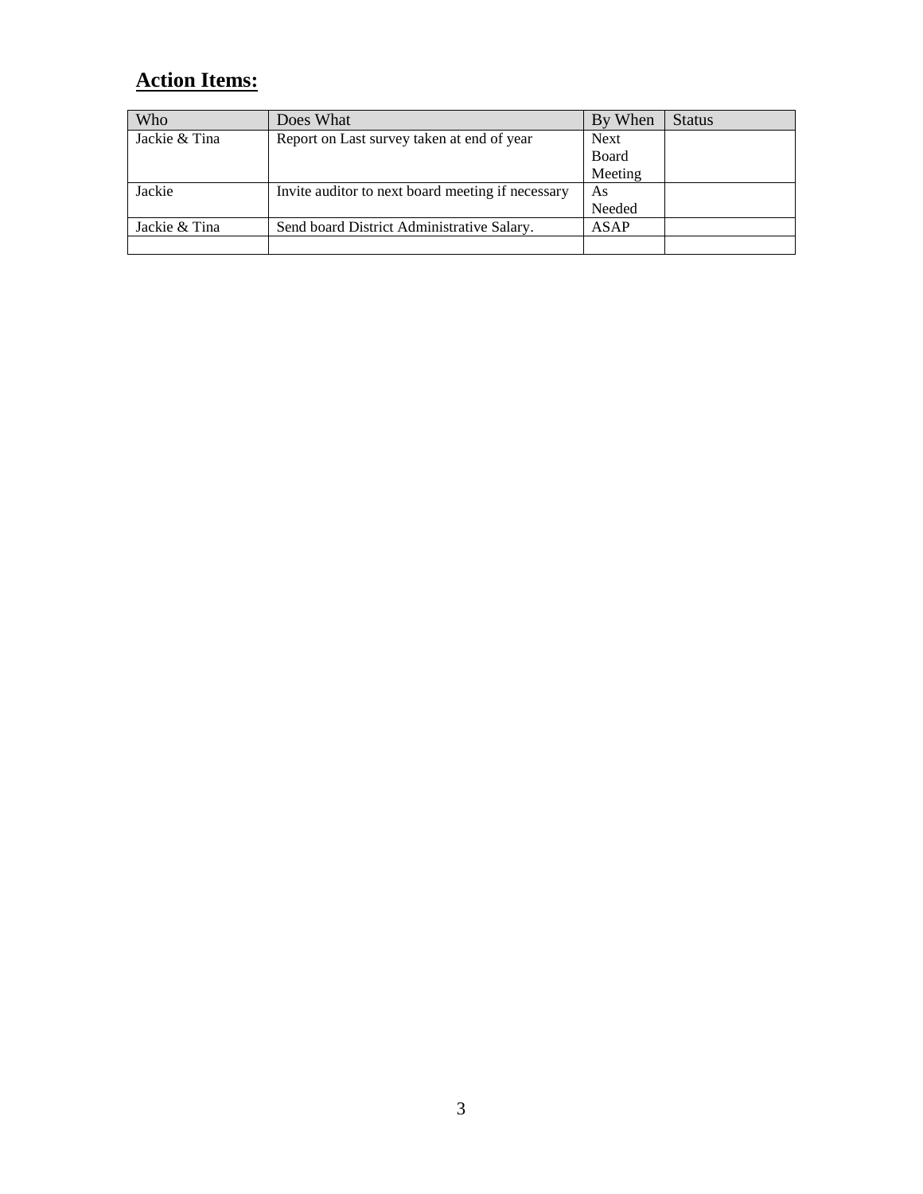## **Action Items:**

| Who | Does What | By When | Status |
|---|---|---|---|
| Jackie & Tina | Report on Last survey taken at end of year | Next Board Meeting | |
| Jackie | Invite auditor to next board meeting if necessary | As Needed | |
| Jackie & Tina | Send board District Administrative Salary. | ASAP | |
| | | | |